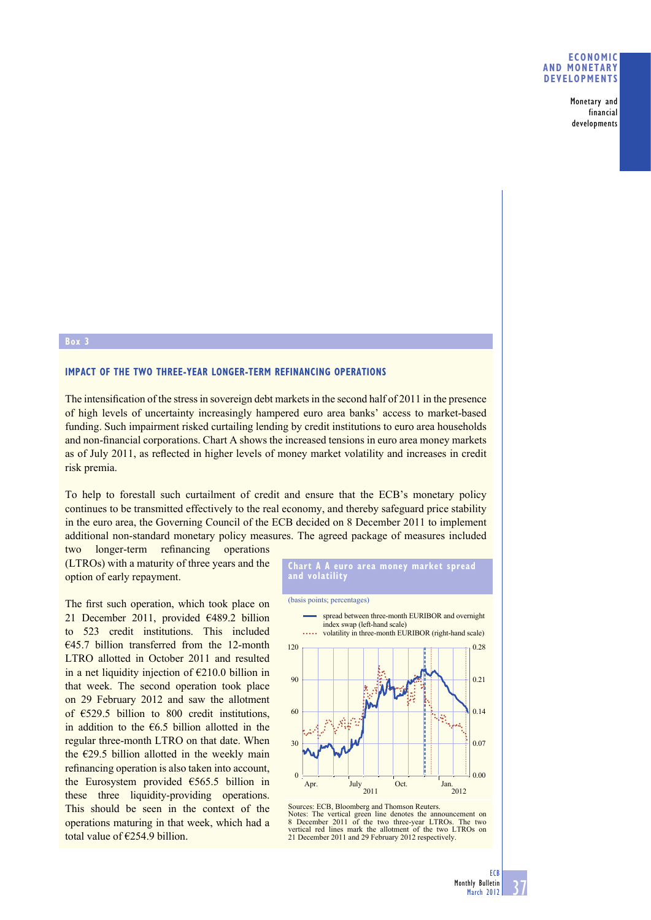## Box 3

### IMPACT OF THE TWO THREE-YEAR LONGER-TERM REFINANCING OPERATIONS

The intensification of the stress in sovereign debt markets in the second half of 2011 in the presence of high levels of uncertainty increasingly hampered euro area banks' access to market-based funding. Such impairment risked curtailing lending by credit institutions to euro area households and non-financial corporations. Chart A shows the increased tensions in euro area money markets as of July 2011, as reflected in higher levels of money market volatility and increases in credit risk premia.

To help to forestall such curtailment of credit and ensure that the ECB's monetary policy continues to be transmitted effectively to the real economy, and thereby safeguard price stability in the euro area, the Governing Council of the ECB decided on 8 December 2011 to implement additional non-standard monetary policy measures. The agreed package of measures included two longer-term refinancing operations (LTROs) with a maturity of three years and the option of early repayment.

The first such operation, which took place on 21 December 2011, provided €489.2 billion to 523 credit institutions. This included €45.7 billion transferred from the 12-month LTRO allotted in October 2011 and resulted in a net liquidity injection of €210.0 billion in that week. The second operation took place on 29 February 2012 and saw the allotment of €529.5 billion to 800 credit institutions, in addition to the €6.5 billion allotted in the regular three-month LTRO on that date. When the €29.5 billion allotted in the weekly main refinancing operation is also taken into account, the Eurosystem provided €565.5 billion in these three liquidity-providing operations. This should be seen in the context of the operations maturing in that week, which had a total value of €254.9 billion.

**Chart A A euro area money market spread and volatility**

(basis points; percentages)

- spread between three-month EURIBOR and overnight index swap (left-hand scale)
- volatility in three-month EURIBOR (right-hand scale)

Sources: ECB, Bloomberg and Thomson Reuters.
Notes: The vertical green line denotes the announcement on 8 December 2011 of the two three-year LTROs. The two vertical red lines mark the allotment of the two LTROs on 21 December 2011 and 29 February 2012 respectively.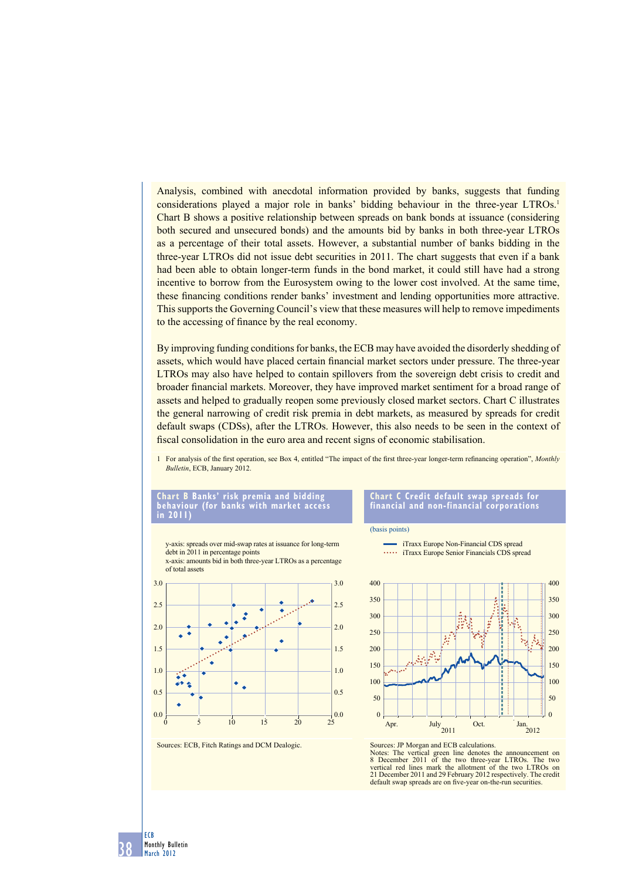Analysis, combined with anecdotal information provided by banks, suggests that funding considerations played a major role in banks' bidding behaviour in the three-year LTROs.[1] Chart B shows a positive relationship between spreads on bank bonds at issuance (considering both secured and unsecured bonds) and the amounts bid by banks in both three-year LTROs as a percentage of their total assets. However, a substantial number of banks bidding in the three-year LTROs did not issue debt securities in 2011. The chart suggests that even if a bank had been able to obtain longer-term funds in the bond market, it could still have had a strong incentive to borrow from the Eurosystem owing to the lower cost involved. At the same time, these financing conditions render banks' investment and lending opportunities more attractive. This supports the Governing Council's view that these measures will help to remove impediments to the accessing of finance by the real economy.

By improving funding conditions for banks, the ECB may have avoided the disorderly shedding of assets, which would have placed certain financial market sectors under pressure. The three-year LTROs may also have helped to contain spillovers from the sovereign debt crisis to credit and broader financial markets. Moreover, they have improved market sentiment for a broad range of assets and helped to gradually reopen some previously closed market sectors. Chart C illustrates the general narrowing of credit risk premia in debt markets, as measured by spreads for credit default swaps (CDSs), after the LTROs. However, this also needs to be seen in the context of fiscal consolidation in the euro area and recent signs of economic stabilisation.

1 For analysis of the first operation, see Box 4, entitled "The impact of the first three-year longer-term refinancing operation", *Monthly Bulletin*, ECB, January 2012.

**Chart B Banks' risk premia and bidding behaviour (for banks with market access in 2011)**

y-axis: spreads over mid-swap rates at issuance for long-term debt in 2011 in percentage points
x-axis: amounts bid in both three-year LTROs as a percentage of total assets

Sources: ECB, Fitch Ratings and DCM Dealogic.

**Chart C Credit default swap spreads for financial and non-financial corporations**

(basis points)

iTraxx Europe Non-Financial CDS spread
iTraxx Europe Senior Financials CDS spread

Sources: JP Morgan and ECB calculations.
Notes: The vertical green line denotes the announcement on 8 December 2011 of the two three-year LTROs. The two vertical red lines mark the allotment of the two LTROs on 21 December 2011 and 29 February 2012 respectively. The credit default swap spreads are on five-year on-the-run securities.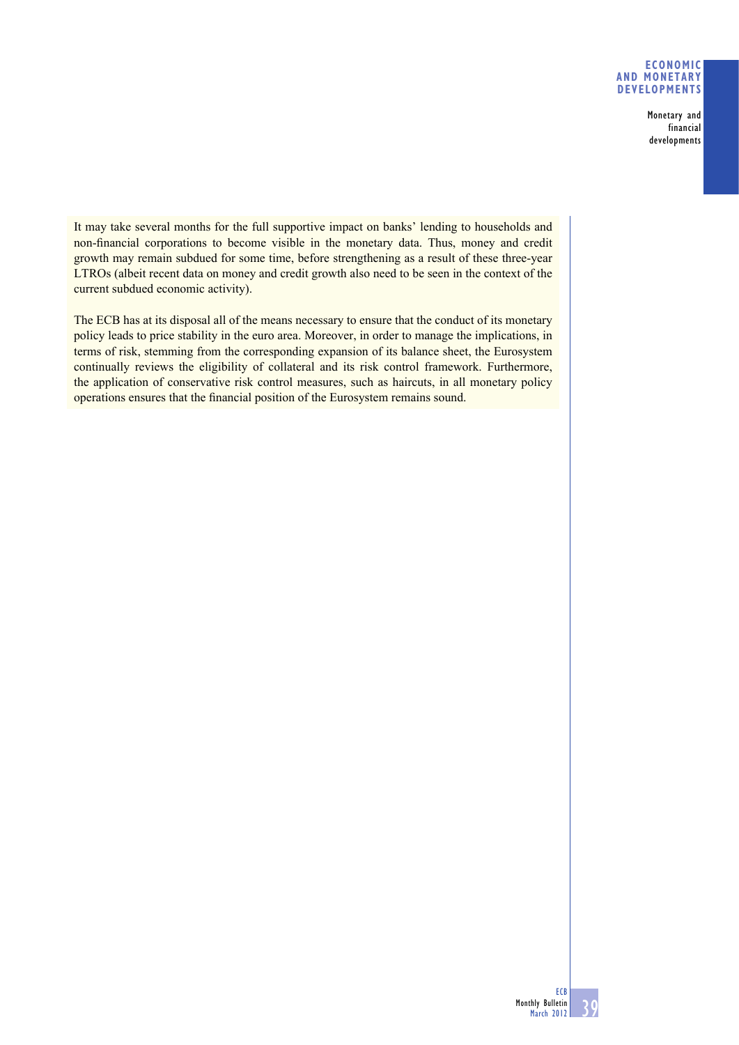It may take several months for the full supportive impact on banks' lending to households and non-financial corporations to become visible in the monetary data. Thus, money and credit growth may remain subdued for some time, before strengthening as a result of these three-year LTROs (albeit recent data on money and credit growth also need to be seen in the context of the current subdued economic activity).

The ECB has at its disposal all of the means necessary to ensure that the conduct of its monetary policy leads to price stability in the euro area. Moreover, in order to manage the implications, in terms of risk, stemming from the corresponding expansion of its balance sheet, the Eurosystem continually reviews the eligibility of collateral and its risk control framework. Furthermore, the application of conservative risk control measures, such as haircuts, in all monetary policy operations ensures that the financial position of the Eurosystem remains sound.